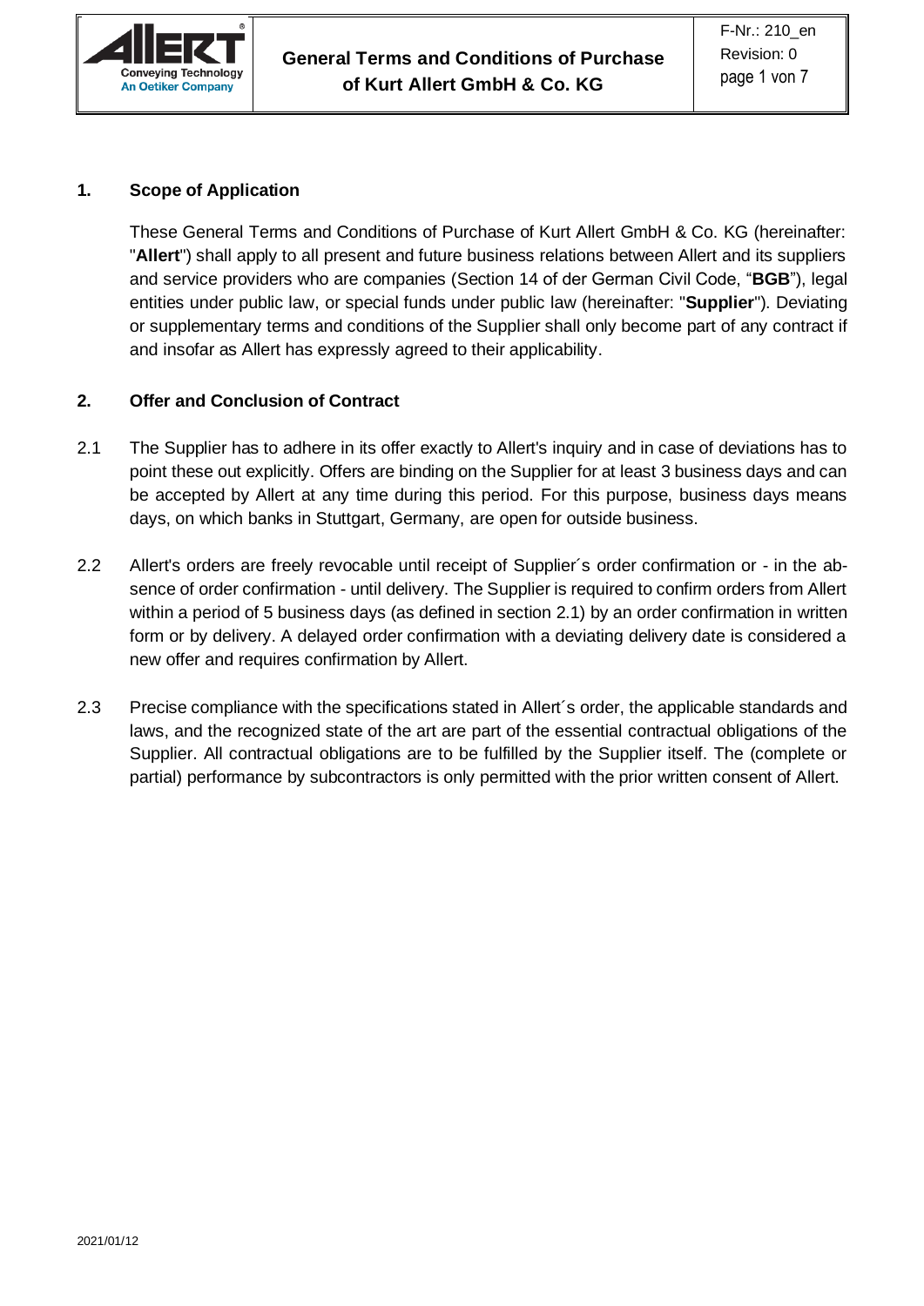## 1. Scope of Application

These General Terms and Conditions of Purchase of Kurt Allert GmbH & Co. KG (hereinafter: "**Allert**") shall apply to all present and future business relations between Allert and its suppliers and service providers who are companies (Section 14 of der German Civil Code, "**BGB**"), legal entities under public law, or special funds under public law (hereinafter: "**Supplier**"). Deviating or supplementary terms and conditions of the Supplier shall only become part of any contract if and insofar as Allert has expressly agreed to their applicability.

## 2. Offer and Conclusion of Contract

2.1 The Supplier has to adhere in its offer exactly to Allert's inquiry and in case of deviations has to point these out explicitly. Offers are binding on the Supplier for at least 3 business days and can be accepted by Allert at any time during this period. For this purpose, business days means days, on which banks in Stuttgart, Germany, are open for outside business.

2.2 Allert's orders are freely revocable until receipt of Supplier´s order confirmation or - in the absence of order confirmation - until delivery. The Supplier is required to confirm orders from Allert within a period of 5 business days (as defined in section 2.1) by an order confirmation in written form or by delivery. A delayed order confirmation with a deviating delivery date is considered a new offer and requires confirmation by Allert.

2.3 Precise compliance with the specifications stated in Allert´s order, the applicable standards and laws, and the recognized state of the art are part of the essential contractual obligations of the Supplier. All contractual obligations are to be fulfilled by the Supplier itself. The (complete or partial) performance by subcontractors is only permitted with the prior written consent of Allert.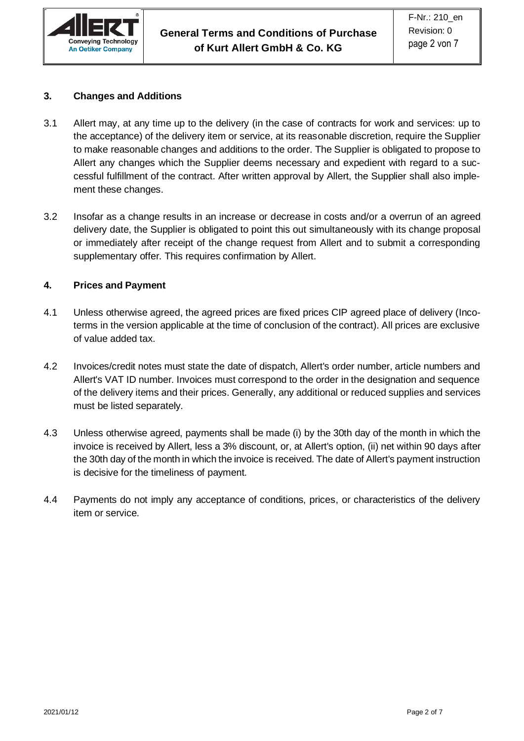## 3. Changes and Additions

3.1 Allert may, at any time up to the delivery (in the case of contracts for work and services: up to the acceptance) of the delivery item or service, at its reasonable discretion, require the Supplier to make reasonable changes and additions to the order. The Supplier is obligated to propose to Allert any changes which the Supplier deems necessary and expedient with regard to a successful fulfillment of the contract. After written approval by Allert, the Supplier shall also implement these changes.

3.2 Insofar as a change results in an increase or decrease in costs and/or a overrun of an agreed delivery date, the Supplier is obligated to point this out simultaneously with its change proposal or immediately after receipt of the change request from Allert and to submit a corresponding supplementary offer. This requires confirmation by Allert.

## 4. Prices and Payment

4.1 Unless otherwise agreed, the agreed prices are fixed prices CIP agreed place of delivery (Incoterms in the version applicable at the time of conclusion of the contract). All prices are exclusive of value added tax.

4.2 Invoices/credit notes must state the date of dispatch, Allert's order number, article numbers and Allert's VAT ID number. Invoices must correspond to the order in the designation and sequence of the delivery items and their prices. Generally, any additional or reduced supplies and services must be listed separately.

4.3 Unless otherwise agreed, payments shall be made (i) by the 30th day of the month in which the invoice is received by Allert, less a 3% discount, or, at Allert's option, (ii) net within 90 days after the 30th day of the month in which the invoice is received. The date of Allert's payment instruction is decisive for the timeliness of payment.

4.4 Payments do not imply any acceptance of conditions, prices, or characteristics of the delivery item or service.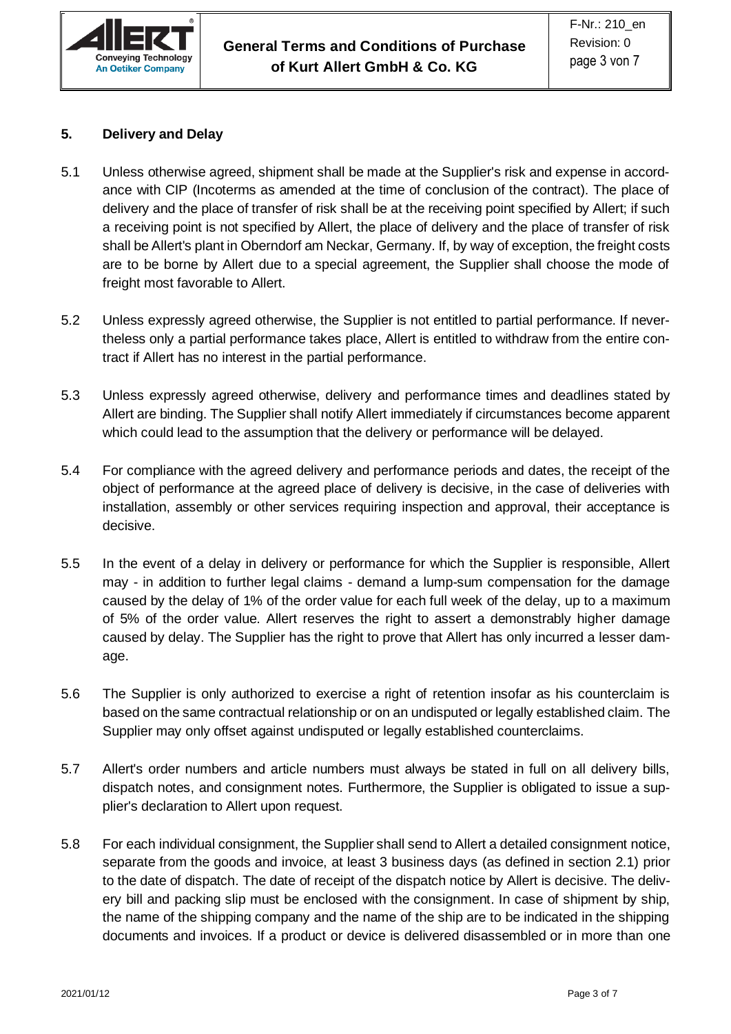## 5. Delivery and Delay

5.1 Unless otherwise agreed, shipment shall be made at the Supplier's risk and expense in accordance with CIP (Incoterms as amended at the time of conclusion of the contract). The place of delivery and the place of transfer of risk shall be at the receiving point specified by Allert; if such a receiving point is not specified by Allert, the place of delivery and the place of transfer of risk shall be Allert's plant in Oberndorf am Neckar, Germany. If, by way of exception, the freight costs are to be borne by Allert due to a special agreement, the Supplier shall choose the mode of freight most favorable to Allert.

5.2 Unless expressly agreed otherwise, the Supplier is not entitled to partial performance. If nevertheless only a partial performance takes place, Allert is entitled to withdraw from the entire contract if Allert has no interest in the partial performance.

5.3 Unless expressly agreed otherwise, delivery and performance times and deadlines stated by Allert are binding. The Supplier shall notify Allert immediately if circumstances become apparent which could lead to the assumption that the delivery or performance will be delayed.

5.4 For compliance with the agreed delivery and performance periods and dates, the receipt of the object of performance at the agreed place of delivery is decisive, in the case of deliveries with installation, assembly or other services requiring inspection and approval, their acceptance is decisive.

5.5 In the event of a delay in delivery or performance for which the Supplier is responsible, Allert may - in addition to further legal claims - demand a lump-sum compensation for the damage caused by the delay of 1% of the order value for each full week of the delay, up to a maximum of 5% of the order value. Allert reserves the right to assert a demonstrably higher damage caused by delay. The Supplier has the right to prove that Allert has only incurred a lesser damage.

5.6 The Supplier is only authorized to exercise a right of retention insofar as his counterclaim is based on the same contractual relationship or on an undisputed or legally established claim. The Supplier may only offset against undisputed or legally established counterclaims.

5.7 Allert's order numbers and article numbers must always be stated in full on all delivery bills, dispatch notes, and consignment notes. Furthermore, the Supplier is obligated to issue a supplier's declaration to Allert upon request.

5.8 For each individual consignment, the Supplier shall send to Allert a detailed consignment notice, separate from the goods and invoice, at least 3 business days (as defined in section 2.1) prior to the date of dispatch. The date of receipt of the dispatch notice by Allert is decisive. The delivery bill and packing slip must be enclosed with the consignment. In case of shipment by ship, the name of the shipping company and the name of the ship are to be indicated in the shipping documents and invoices. If a product or device is delivered disassembled or in more than one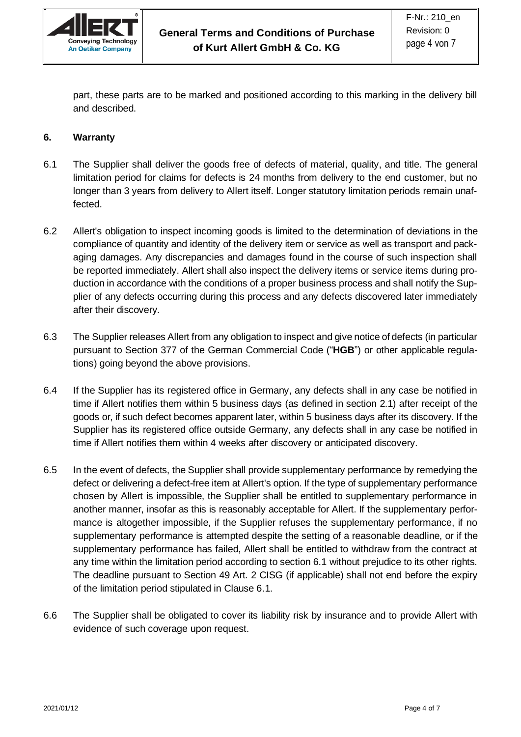part, these parts are to be marked and positioned according to this marking in the delivery bill and described.

## 6. Warranty

6.1 The Supplier shall deliver the goods free of defects of material, quality, and title. The general limitation period for claims for defects is 24 months from delivery to the end customer, but no longer than 3 years from delivery to Allert itself. Longer statutory limitation periods remain unaffected.

6.2 Allert's obligation to inspect incoming goods is limited to the determination of deviations in the compliance of quantity and identity of the delivery item or service as well as transport and packaging damages. Any discrepancies and damages found in the course of such inspection shall be reported immediately. Allert shall also inspect the delivery items or service items during production in accordance with the conditions of a proper business process and shall notify the Supplier of any defects occurring during this process and any defects discovered later immediately after their discovery.

6.3 The Supplier releases Allert from any obligation to inspect and give notice of defects (in particular pursuant to Section 377 of the German Commercial Code ("**HGB**") or other applicable regulations) going beyond the above provisions.

6.4 If the Supplier has its registered office in Germany, any defects shall in any case be notified in time if Allert notifies them within 5 business days (as defined in section 2.1) after receipt of the goods or, if such defect becomes apparent later, within 5 business days after its discovery. If the Supplier has its registered office outside Germany, any defects shall in any case be notified in time if Allert notifies them within 4 weeks after discovery or anticipated discovery.

6.5 In the event of defects, the Supplier shall provide supplementary performance by remedying the defect or delivering a defect-free item at Allert's option. If the type of supplementary performance chosen by Allert is impossible, the Supplier shall be entitled to supplementary performance in another manner, insofar as this is reasonably acceptable for Allert. If the supplementary performance is altogether impossible, if the Supplier refuses the supplementary performance, if no supplementary performance is attempted despite the setting of a reasonable deadline, or if the supplementary performance has failed, Allert shall be entitled to withdraw from the contract at any time within the limitation period according to section 6.1 without prejudice to its other rights. The deadline pursuant to Section 49 Art. 2 CISG (if applicable) shall not end before the expiry of the limitation period stipulated in Clause 6.1.

6.6 The Supplier shall be obligated to cover its liability risk by insurance and to provide Allert with evidence of such coverage upon request.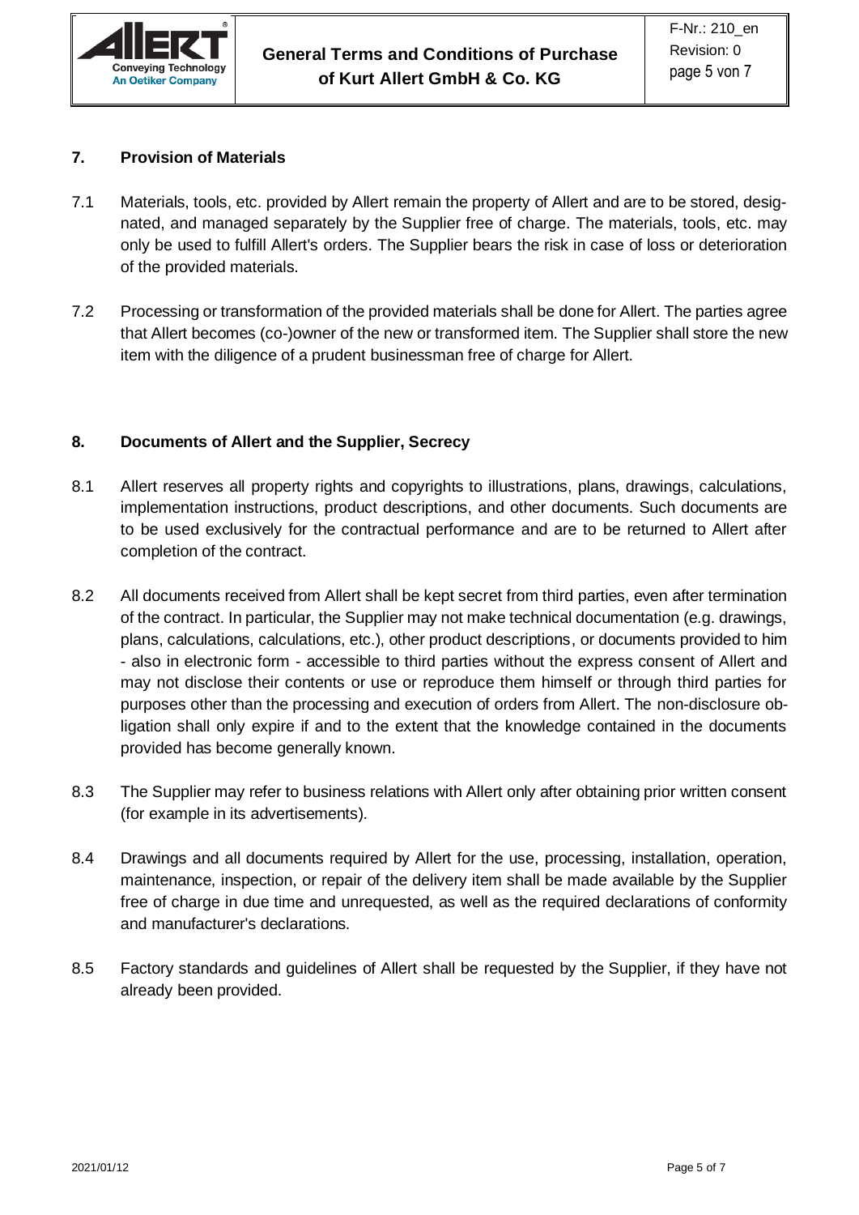## 7. Provision of Materials

7.1 Materials, tools, etc. provided by Allert remain the property of Allert and are to be stored, designated, and managed separately by the Supplier free of charge. The materials, tools, etc. may only be used to fulfill Allert's orders. The Supplier bears the risk in case of loss or deterioration of the provided materials.

7.2 Processing or transformation of the provided materials shall be done for Allert. The parties agree that Allert becomes (co-)owner of the new or transformed item. The Supplier shall store the new item with the diligence of a prudent businessman free of charge for Allert.

## 8. Documents of Allert and the Supplier, Secrecy

8.1 Allert reserves all property rights and copyrights to illustrations, plans, drawings, calculations, implementation instructions, product descriptions, and other documents. Such documents are to be used exclusively for the contractual performance and are to be returned to Allert after completion of the contract.

8.2 All documents received from Allert shall be kept secret from third parties, even after termination of the contract. In particular, the Supplier may not make technical documentation (e.g. drawings, plans, calculations, calculations, etc.), other product descriptions, or documents provided to him - also in electronic form - accessible to third parties without the express consent of Allert and may not disclose their contents or use or reproduce them himself or through third parties for purposes other than the processing and execution of orders from Allert. The non-disclosure obligation shall only expire if and to the extent that the knowledge contained in the documents provided has become generally known.

8.3 The Supplier may refer to business relations with Allert only after obtaining prior written consent (for example in its advertisements).

8.4 Drawings and all documents required by Allert for the use, processing, installation, operation, maintenance, inspection, or repair of the delivery item shall be made available by the Supplier free of charge in due time and unrequested, as well as the required declarations of conformity and manufacturer's declarations.

8.5 Factory standards and guidelines of Allert shall be requested by the Supplier, if they have not already been provided.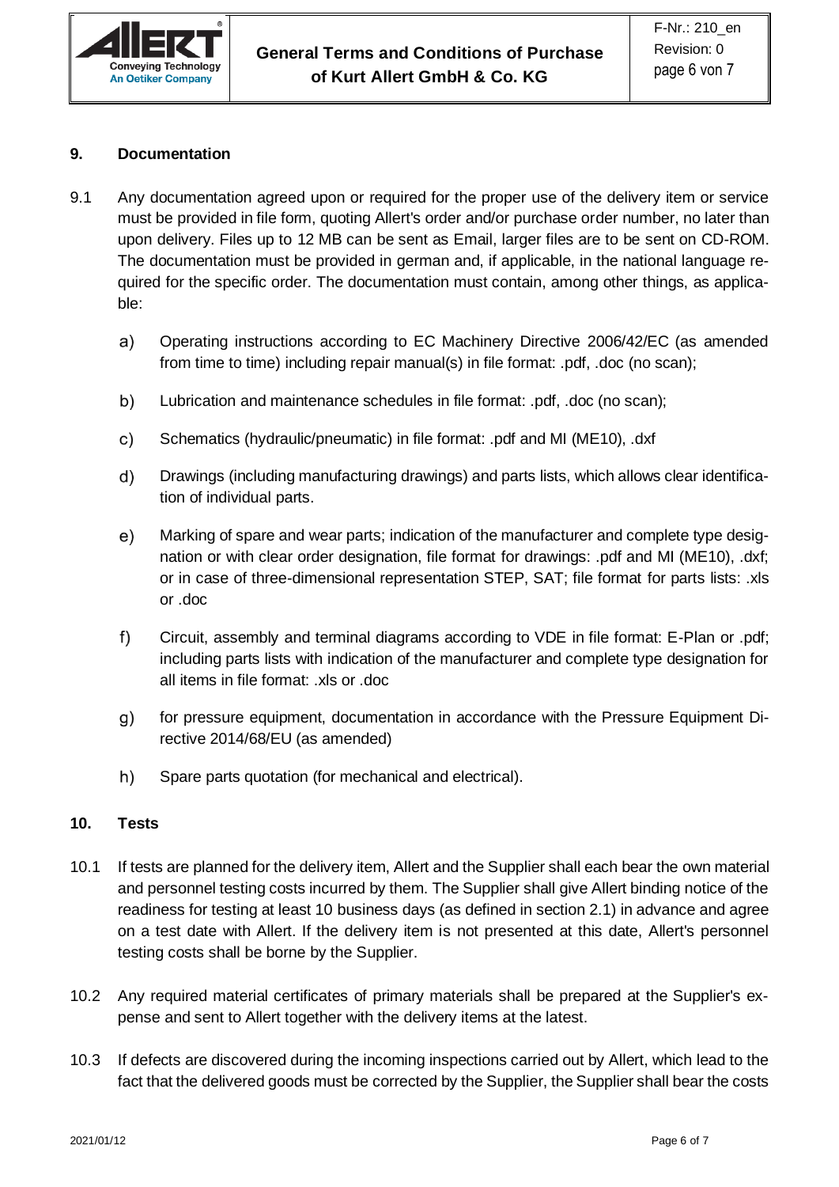## 9. Documentation

9.1 Any documentation agreed upon or required for the proper use of the delivery item or service must be provided in file form, quoting Allert's order and/or purchase order number, no later than upon delivery. Files up to 12 MB can be sent as Email, larger files are to be sent on CD-ROM. The documentation must be provided in german and, if applicable, in the national language required for the specific order. The documentation must contain, among other things, as applicable:

a) Operating instructions according to EC Machinery Directive 2006/42/EC (as amended from time to time) including repair manual(s) in file format: .pdf, .doc (no scan);

b) Lubrication and maintenance schedules in file format: .pdf, .doc (no scan);

c) Schematics (hydraulic/pneumatic) in file format: .pdf and MI (ME10), .dxf

d) Drawings (including manufacturing drawings) and parts lists, which allows clear identification of individual parts.

e) Marking of spare and wear parts; indication of the manufacturer and complete type designation or with clear order designation, file format for drawings: .pdf and MI (ME10), .dxf; or in case of three-dimensional representation STEP, SAT; file format for parts lists: .xls or .doc

f) Circuit, assembly and terminal diagrams according to VDE in file format: E-Plan or .pdf; including parts lists with indication of the manufacturer and complete type designation for all items in file format: .xls or .doc

g) for pressure equipment, documentation in accordance with the Pressure Equipment Directive 2014/68/EU (as amended)

h) Spare parts quotation (for mechanical and electrical).

## 10. Tests

10.1 If tests are planned for the delivery item, Allert and the Supplier shall each bear the own material and personnel testing costs incurred by them. The Supplier shall give Allert binding notice of the readiness for testing at least 10 business days (as defined in section 2.1) in advance and agree on a test date with Allert. If the delivery item is not presented at this date, Allert's personnel testing costs shall be borne by the Supplier.

10.2 Any required material certificates of primary materials shall be prepared at the Supplier's expense and sent to Allert together with the delivery items at the latest.

10.3 If defects are discovered during the incoming inspections carried out by Allert, which lead to the fact that the delivered goods must be corrected by the Supplier, the Supplier shall bear the costs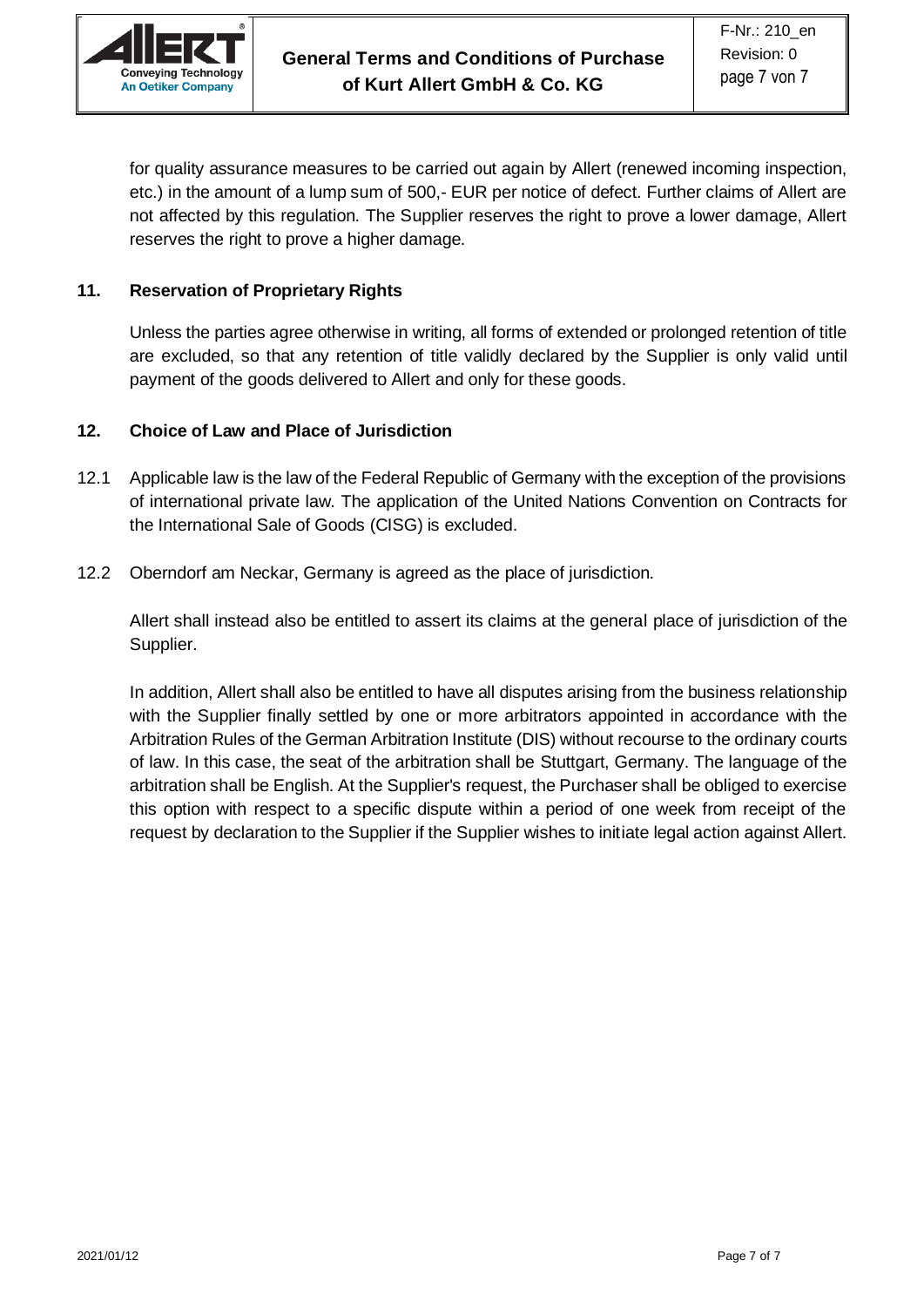for quality assurance measures to be carried out again by Allert (renewed incoming inspection, etc.) in the amount of a lump sum of 500,- EUR per notice of defect. Further claims of Allert are not affected by this regulation. The Supplier reserves the right to prove a lower damage, Allert reserves the right to prove a higher damage.

## 11. Reservation of Proprietary Rights

Unless the parties agree otherwise in writing, all forms of extended or prolonged retention of title are excluded, so that any retention of title validly declared by the Supplier is only valid until payment of the goods delivered to Allert and only for these goods.

## 12. Choice of Law and Place of Jurisdiction

12.1 Applicable law is the law of the Federal Republic of Germany with the exception of the provisions of international private law. The application of the United Nations Convention on Contracts for the International Sale of Goods (CISG) is excluded.

12.2 Oberndorf am Neckar, Germany is agreed as the place of jurisdiction.

Allert shall instead also be entitled to assert its claims at the general place of jurisdiction of the Supplier.

In addition, Allert shall also be entitled to have all disputes arising from the business relationship with the Supplier finally settled by one or more arbitrators appointed in accordance with the Arbitration Rules of the German Arbitration Institute (DIS) without recourse to the ordinary courts of law. In this case, the seat of the arbitration shall be Stuttgart, Germany. The language of the arbitration shall be English. At the Supplier's request, the Purchaser shall be obliged to exercise this option with respect to a specific dispute within a period of one week from receipt of the request by declaration to the Supplier if the Supplier wishes to initiate legal action against Allert.